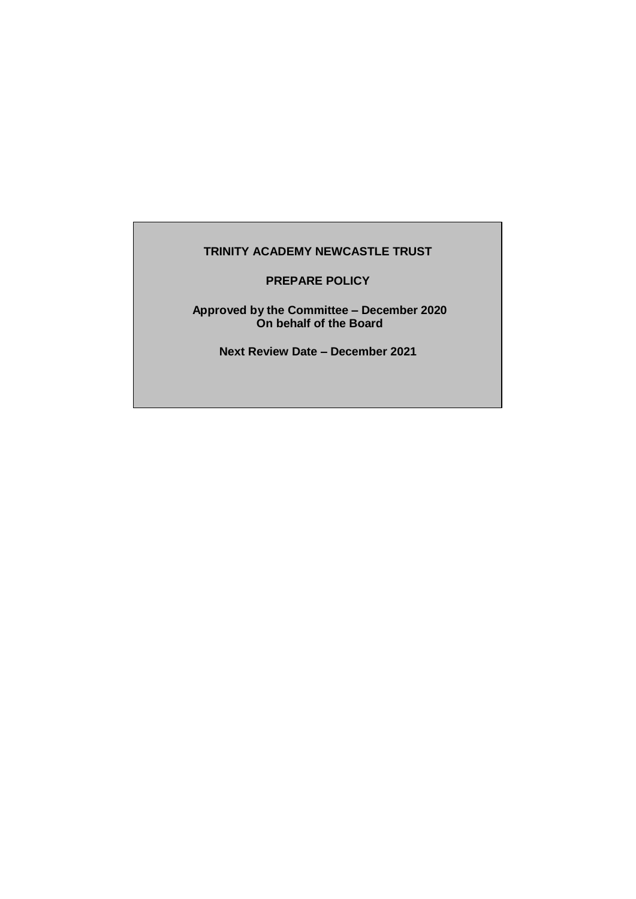**TRINITY ACADEMY NEWCASTLE TRUST**

**PREPARE POLICY**

**Approved by the Committee – December 2020**
**On behalf of the Board**

**Next Review Date – December 2021**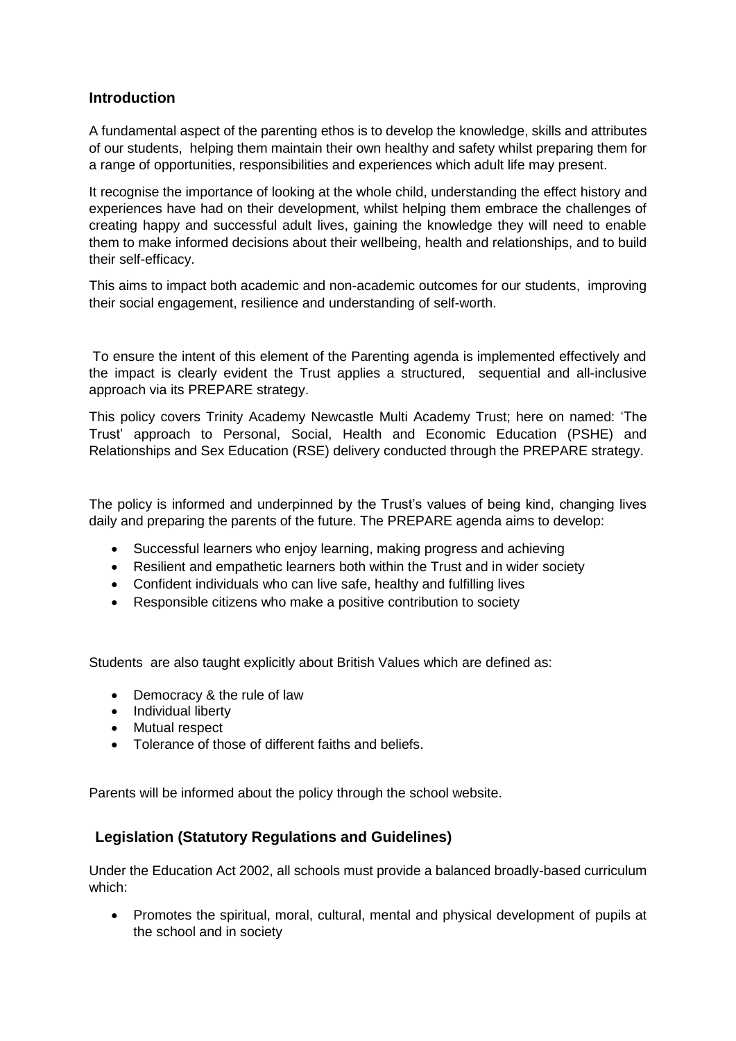## Introduction

A fundamental aspect of the parenting ethos is to develop the knowledge, skills and attributes of our students, helping them maintain their own healthy and safety whilst preparing them for a range of opportunities, responsibilities and experiences which adult life may present.

It recognise the importance of looking at the whole child, understanding the effect history and experiences have had on their development, whilst helping them embrace the challenges of creating happy and successful adult lives, gaining the knowledge they will need to enable them to make informed decisions about their wellbeing, health and relationships, and to build their self-efficacy.

This aims to impact both academic and non-academic outcomes for our students, improving their social engagement, resilience and understanding of self-worth.

To ensure the intent of this element of the Parenting agenda is implemented effectively and the impact is clearly evident the Trust applies a structured, sequential and all-inclusive approach via its PREPARE strategy.

This policy covers Trinity Academy Newcastle Multi Academy Trust; here on named: 'The Trust' approach to Personal, Social, Health and Economic Education (PSHE) and Relationships and Sex Education (RSE) delivery conducted through the PREPARE strategy.

The policy is informed and underpinned by the Trust's values of being kind, changing lives daily and preparing the parents of the future. The PREPARE agenda aims to develop:

- Successful learners who enjoy learning, making progress and achieving
- Resilient and empathetic learners both within the Trust and in wider society
- Confident individuals who can live safe, healthy and fulfilling lives
- Responsible citizens who make a positive contribution to society

Students are also taught explicitly about British Values which are defined as:

- Democracy & the rule of law
- Individual liberty
- Mutual respect
- Tolerance of those of different faiths and beliefs.

Parents will be informed about the policy through the school website.

## Legislation (Statutory Regulations and Guidelines)

Under the Education Act 2002, all schools must provide a balanced broadly-based curriculum which:

- Promotes the spiritual, moral, cultural, mental and physical development of pupils at the school and in society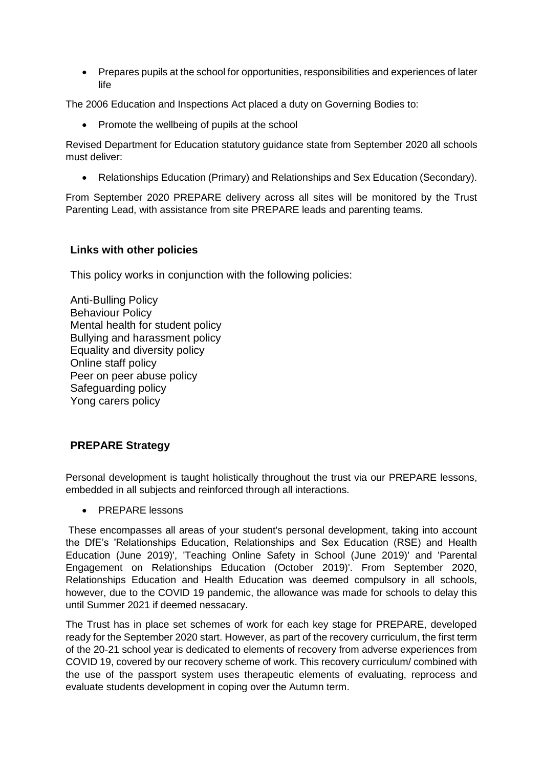- Prepares pupils at the school for opportunities, responsibilities and experiences of later life

The 2006 Education and Inspections Act placed a duty on Governing Bodies to:

- Promote the wellbeing of pupils at the school

Revised Department for Education statutory guidance state from September 2020 all schools must deliver:

- Relationships Education (Primary) and Relationships and Sex Education (Secondary).

From September 2020 PREPARE delivery across all sites will be monitored by the Trust Parenting Lead, with assistance from site PREPARE leads and parenting teams.

## Links with other policies

This policy works in conjunction with the following policies:

Anti-Bulling Policy
Behaviour Policy
Mental health for student policy
Bullying and harassment policy
Equality and diversity policy
Online staff policy
Peer on peer abuse policy
Safeguarding policy
Yong carers policy

## PREPARE Strategy

Personal development is taught holistically throughout the trust via our PREPARE lessons, embedded in all subjects and reinforced through all interactions.

- PREPARE lessons

These encompasses all areas of your student's personal development, taking into account the DfE's 'Relationships Education, Relationships and Sex Education (RSE) and Health Education (June 2019)', 'Teaching Online Safety in School (June 2019)' and 'Parental Engagement on Relationships Education (October 2019)'. From September 2020, Relationships Education and Health Education was deemed compulsory in all schools, however, due to the COVID 19 pandemic, the allowance was made for schools to delay this until Summer 2021 if deemed nessacary.

The Trust has in place set schemes of work for each key stage for PREPARE, developed ready for the September 2020 start. However, as part of the recovery curriculum, the first term of the 20-21 school year is dedicated to elements of recovery from adverse experiences from COVID 19, covered by our recovery scheme of work. This recovery curriculum/ combined with the use of the passport system uses therapeutic elements of evaluating, reprocess and evaluate students development in coping over the Autumn term.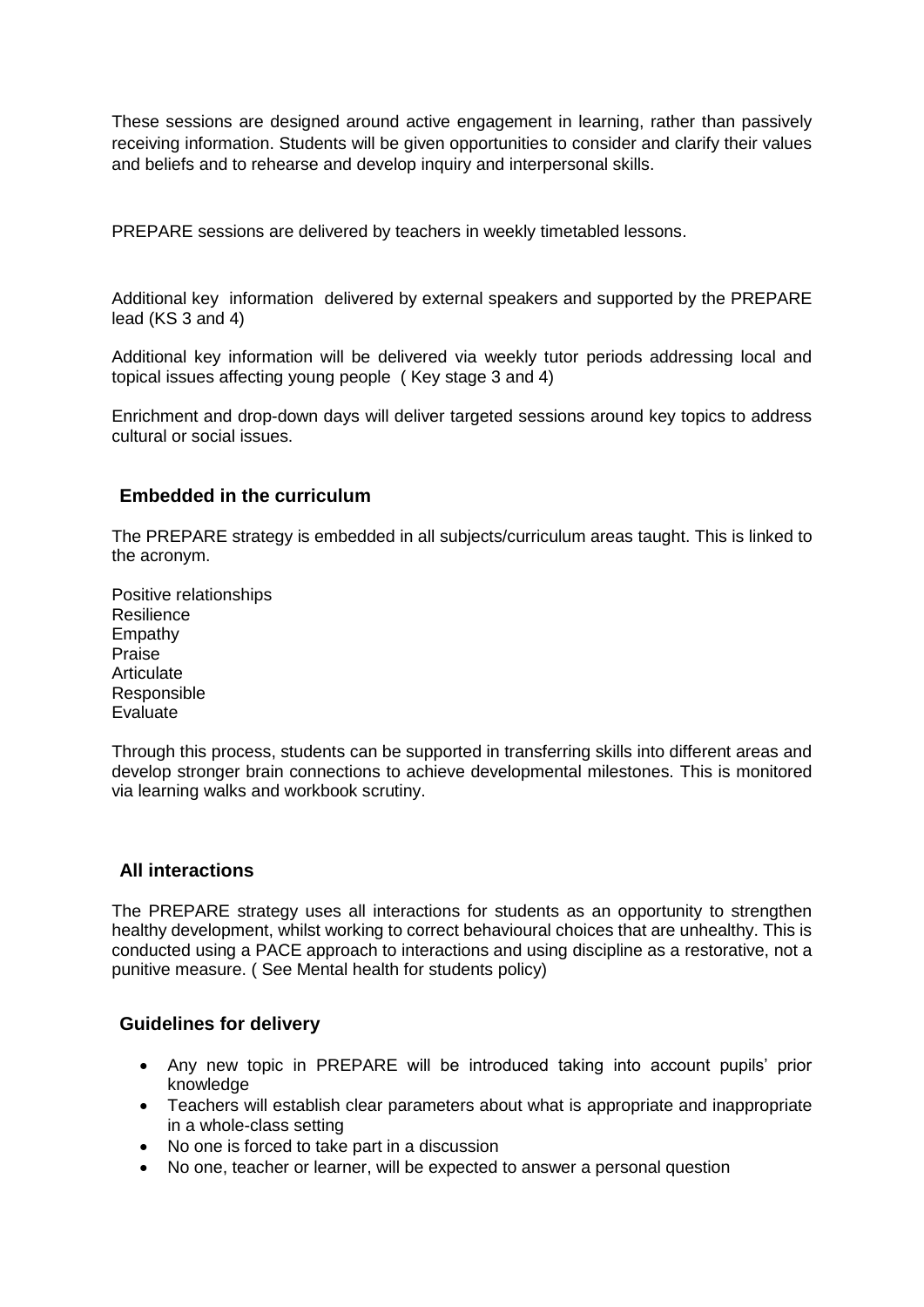These sessions are designed around active engagement in learning, rather than passively receiving information. Students will be given opportunities to consider and clarify their values and beliefs and to rehearse and develop inquiry and interpersonal skills.

PREPARE sessions are delivered by teachers in weekly timetabled lessons.

Additional key information delivered by external speakers and supported by the PREPARE lead (KS 3 and 4)

Additional key information will be delivered via weekly tutor periods addressing local and topical issues affecting young people ( Key stage 3 and 4)

Enrichment and drop-down days will deliver targeted sessions around key topics to address cultural or social issues.

## Embedded in the curriculum

The PREPARE strategy is embedded in all subjects/curriculum areas taught. This is linked to the acronym.

Positive relationships
Resilience
Empathy
Praise
Articulate
Responsible
Evaluate

Through this process, students can be supported in transferring skills into different areas and develop stronger brain connections to achieve developmental milestones. This is monitored via learning walks and workbook scrutiny.

## All interactions

The PREPARE strategy uses all interactions for students as an opportunity to strengthen healthy development, whilst working to correct behavioural choices that are unhealthy. This is conducted using a PACE approach to interactions and using discipline as a restorative, not a punitive measure. ( See Mental health for students policy)

## Guidelines for delivery

- Any new topic in PREPARE will be introduced taking into account pupils' prior knowledge
- Teachers will establish clear parameters about what is appropriate and inappropriate in a whole-class setting
- No one is forced to take part in a discussion
- No one, teacher or learner, will be expected to answer a personal question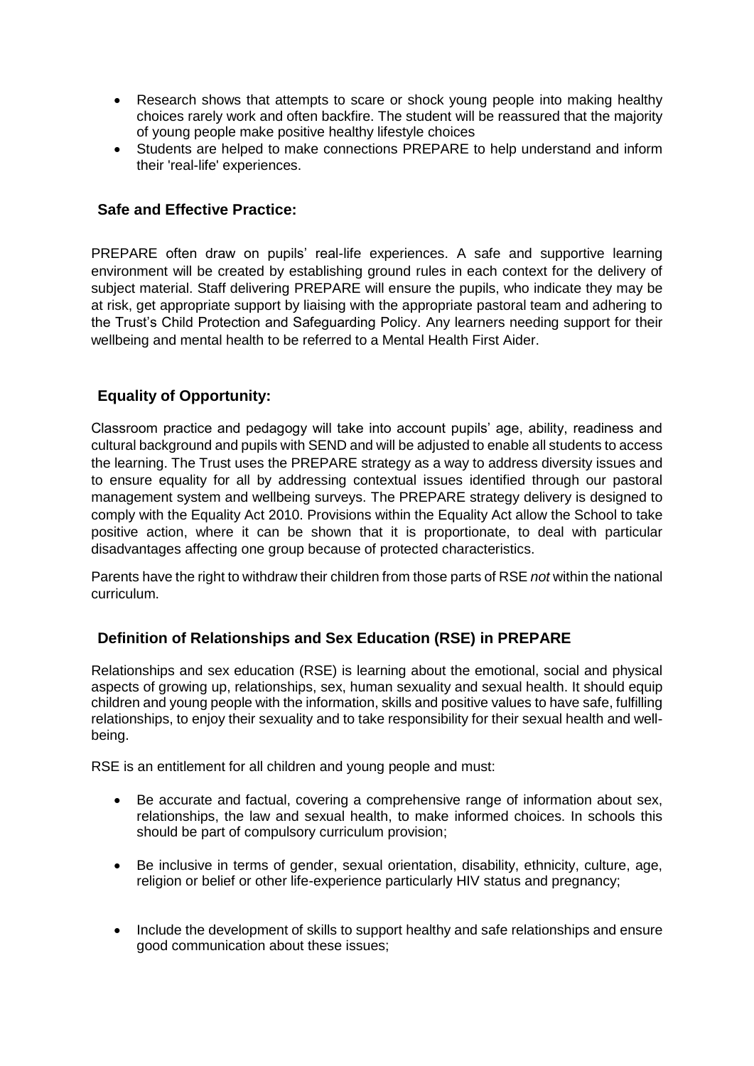- Research shows that attempts to scare or shock young people into making healthy choices rarely work and often backfire. The student will be reassured that the majority of young people make positive healthy lifestyle choices
- Students are helped to make connections PREPARE to help understand and inform their 'real-life' experiences.

## Safe and Effective Practice:

PREPARE often draw on pupils' real-life experiences. A safe and supportive learning environment will be created by establishing ground rules in each context for the delivery of subject material. Staff delivering PREPARE will ensure the pupils, who indicate they may be at risk, get appropriate support by liaising with the appropriate pastoral team and adhering to the Trust's Child Protection and Safeguarding Policy. Any learners needing support for their wellbeing and mental health to be referred to a Mental Health First Aider.

## Equality of Opportunity:

Classroom practice and pedagogy will take into account pupils' age, ability, readiness and cultural background and pupils with SEND and will be adjusted to enable all students to access the learning. The Trust uses the PREPARE strategy as a way to address diversity issues and to ensure equality for all by addressing contextual issues identified through our pastoral management system and wellbeing surveys. The PREPARE strategy delivery is designed to comply with the Equality Act 2010. Provisions within the Equality Act allow the School to take positive action, where it can be shown that it is proportionate, to deal with particular disadvantages affecting one group because of protected characteristics.

Parents have the right to withdraw their children from those parts of RSE *not* within the national curriculum.

## Definition of Relationships and Sex Education (RSE) in PREPARE

Relationships and sex education (RSE) is learning about the emotional, social and physical aspects of growing up, relationships, sex, human sexuality and sexual health. It should equip children and young people with the information, skills and positive values to have safe, fulfilling relationships, to enjoy their sexuality and to take responsibility for their sexual health and well-being.

RSE is an entitlement for all children and young people and must:

- Be accurate and factual, covering a comprehensive range of information about sex, relationships, the law and sexual health, to make informed choices. In schools this should be part of compulsory curriculum provision;
- Be inclusive in terms of gender, sexual orientation, disability, ethnicity, culture, age, religion or belief or other life-experience particularly HIV status and pregnancy;
- Include the development of skills to support healthy and safe relationships and ensure good communication about these issues;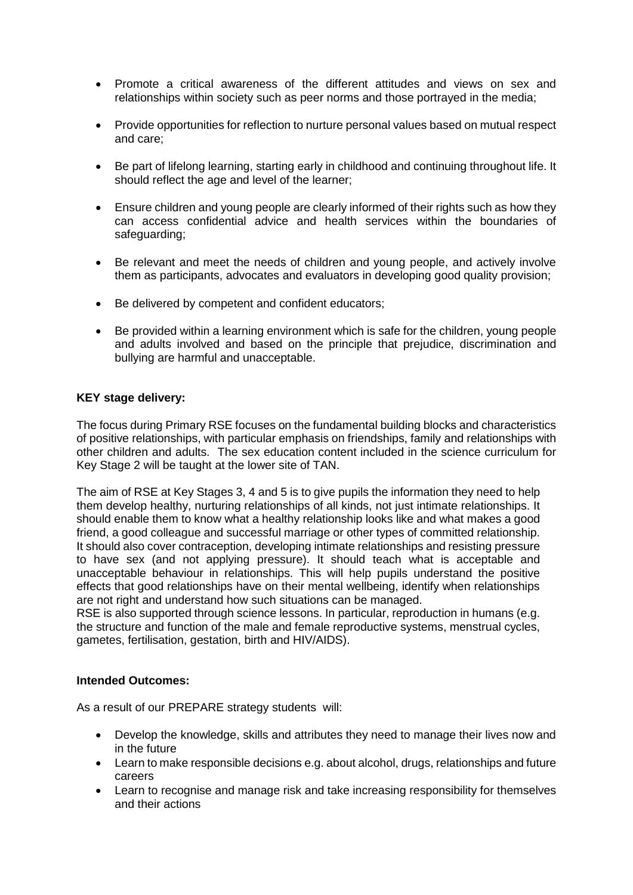- Promote a critical awareness of the different attitudes and views on sex and relationships within society such as peer norms and those portrayed in the media;

- Provide opportunities for reflection to nurture personal values based on mutual respect and care;

- Be part of lifelong learning, starting early in childhood and continuing throughout life. It should reflect the age and level of the learner;

- Ensure children and young people are clearly informed of their rights such as how they can access confidential advice and health services within the boundaries of safeguarding;

- Be relevant and meet the needs of children and young people, and actively involve them as participants, advocates and evaluators in developing good quality provision;

- Be delivered by competent and confident educators;

- Be provided within a learning environment which is safe for the children, young people and adults involved and based on the principle that prejudice, discrimination and bullying are harmful and unacceptable.

**KEY stage delivery:**

The focus during Primary RSE focuses on the fundamental building blocks and characteristics of positive relationships, with particular emphasis on friendships, family and relationships with other children and adults. The sex education content included in the science curriculum for Key Stage 2 will be taught at the lower site of TAN.

The aim of RSE at Key Stages 3, 4 and 5 is to give pupils the information they need to help them develop healthy, nurturing relationships of all kinds, not just intimate relationships. It should enable them to know what a healthy relationship looks like and what makes a good friend, a good colleague and successful marriage or other types of committed relationship. It should also cover contraception, developing intimate relationships and resisting pressure to have sex (and not applying pressure). It should teach what is acceptable and unacceptable behaviour in relationships. This will help pupils understand the positive effects that good relationships have on their mental wellbeing, identify when relationships are not right and understand how such situations can be managed.
RSE is also supported through science lessons. In particular, reproduction in humans (e.g. the structure and function of the male and female reproductive systems, menstrual cycles, gametes, fertilisation, gestation, birth and HIV/AIDS).

**Intended Outcomes:**

As a result of our PREPARE strategy students will:

- Develop the knowledge, skills and attributes they need to manage their lives now and in the future
- Learn to make responsible decisions e.g. about alcohol, drugs, relationships and future careers
- Learn to recognise and manage risk and take increasing responsibility for themselves and their actions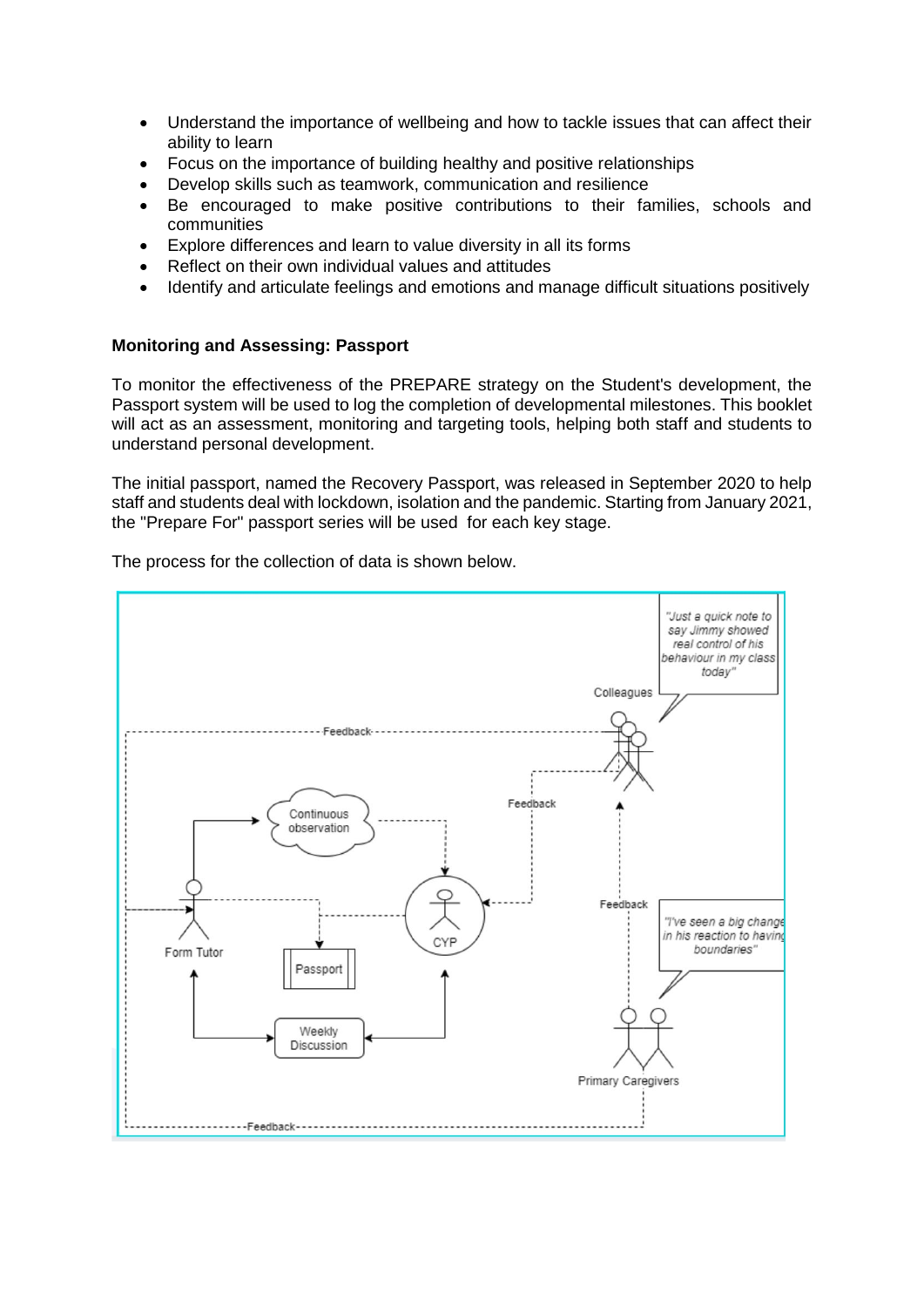- Understand the importance of wellbeing and how to tackle issues that can affect their ability to learn
- Focus on the importance of building healthy and positive relationships
- Develop skills such as teamwork, communication and resilience
- Be encouraged to make positive contributions to their families, schools and communities
- Explore differences and learn to value diversity in all its forms
- Reflect on their own individual values and attitudes
- Identify and articulate feelings and emotions and manage difficult situations positively

**Monitoring and Assessing: Passport**

To monitor the effectiveness of the PREPARE strategy on the Student's development, the Passport system will be used to log the completion of developmental milestones. This booklet will act as an assessment, monitoring and targeting tools, helping both staff and students to understand personal development.

The initial passport, named the Recovery Passport, was released in September 2020 to help staff and students deal with lockdown, isolation and the pandemic. Starting from January 2021, the "Prepare For" passport series will be used for each key stage.

The process for the collection of data is shown below.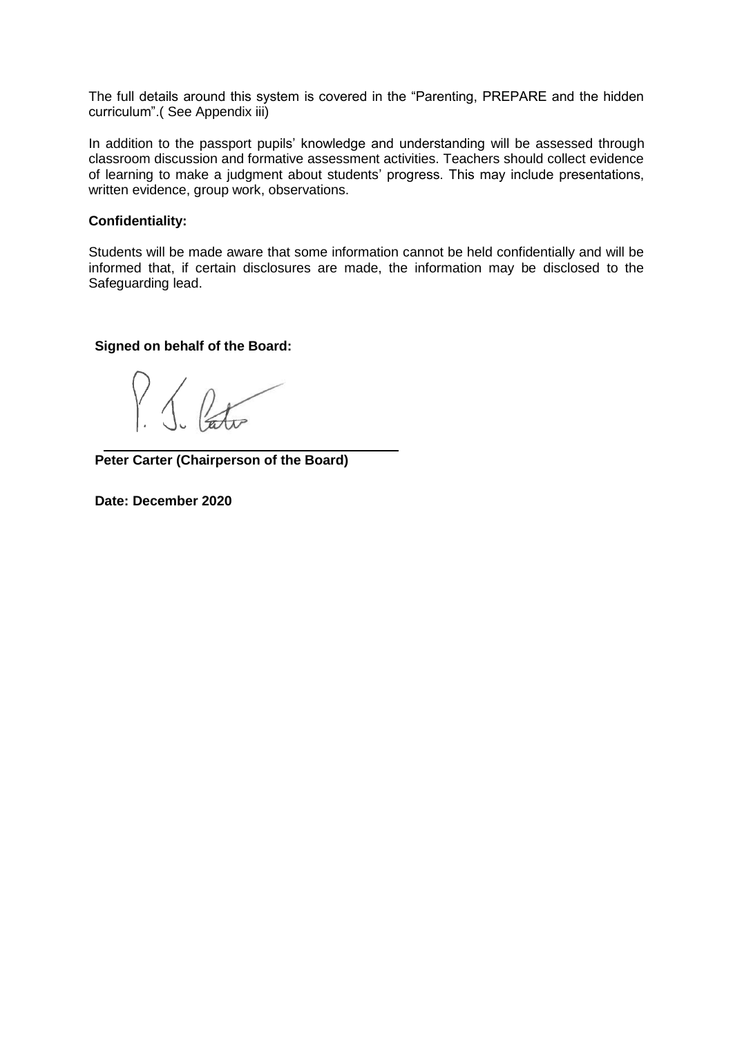The full details around this system is covered in the "Parenting, PREPARE and the hidden curriculum".( See Appendix iii)

In addition to the passport pupils' knowledge and understanding will be assessed through classroom discussion and formative assessment activities. Teachers should collect evidence of learning to make a judgment about students' progress. This may include presentations, written evidence, group work, observations.

**Confidentiality:**

Students will be made aware that some information cannot be held confidentially and will be informed that, if certain disclosures are made, the information may be disclosed to the Safeguarding lead.

**Signed on behalf of the Board:**

**Peter Carter (Chairperson of the Board)**

**Date: December 2020**